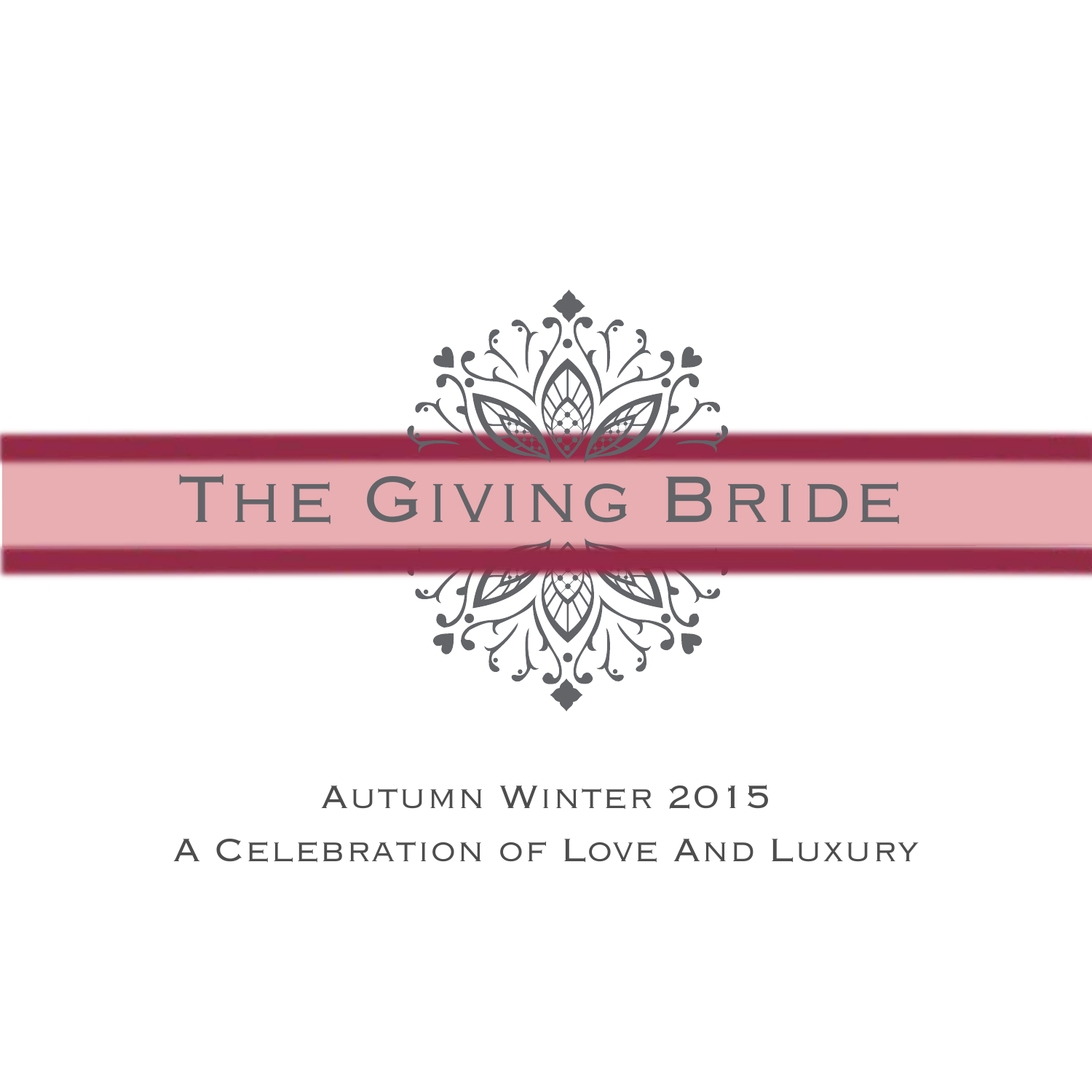# The Giving Bride

Autumn Winter 2015

A Celebration of Love And Luxury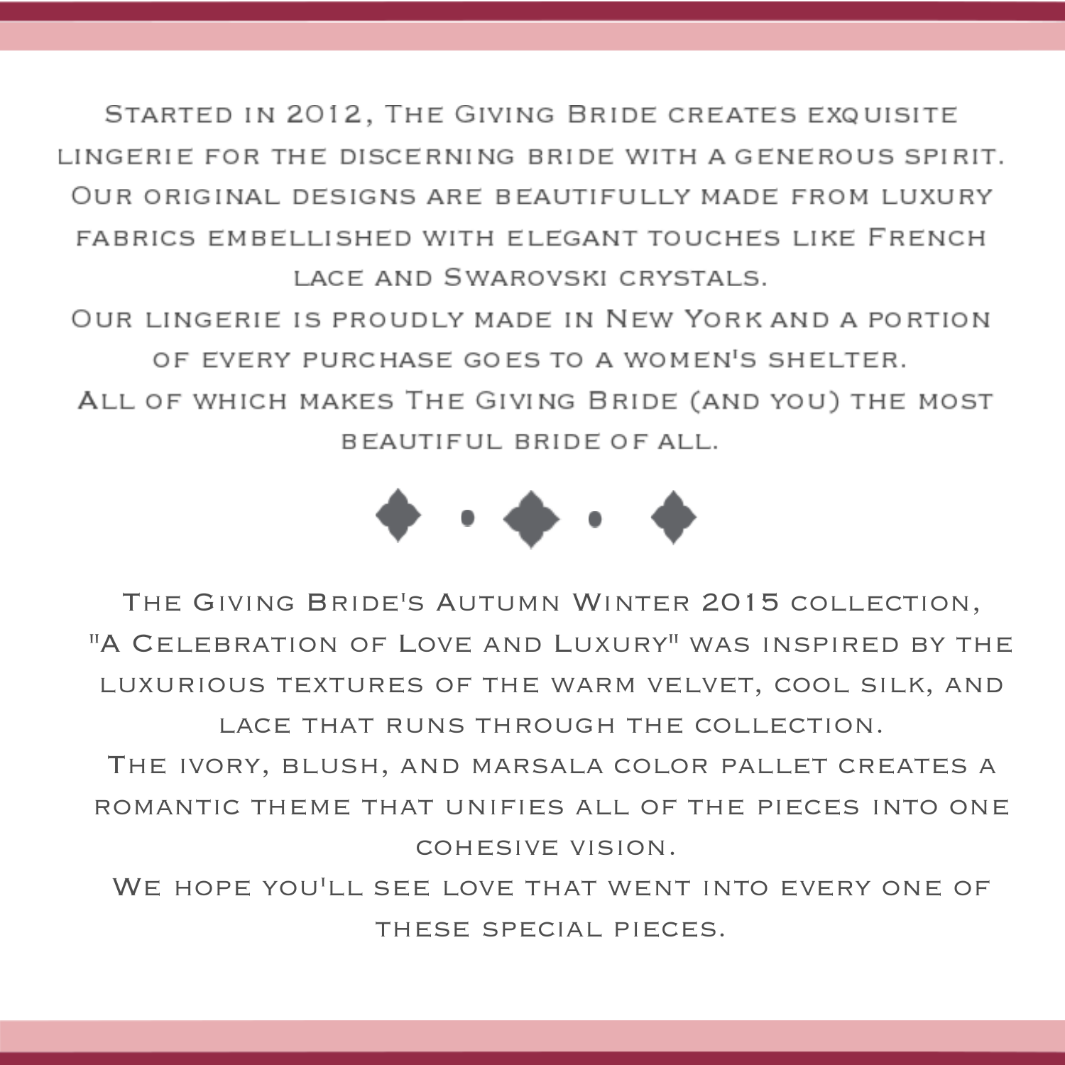Started in 2012, The Giving Bride creates exquisite lingerie for the discerning bride with a generous spirit. Our original designs are beautifully made from luxury fabrics embellished with elegant touches like French lace and Swarovski crystals.

Our lingerie is proudly made in New York and a portion of every purchase goes to a women's shelter.

All of which makes The Giving Bride (and you) the most beautiful bride of all.

The Giving Bride's Autumn Winter 2015 collection, "A Celebration of Love and Luxury" was inspired by the luxurious textures of the warm velvet, cool silk, and lace that runs through the collection.

The ivory, blush, and marsala color pallet creates a romantic theme that unifies all of the pieces into one cohesive vision.

We hope you'll see love that went into every one of these special pieces.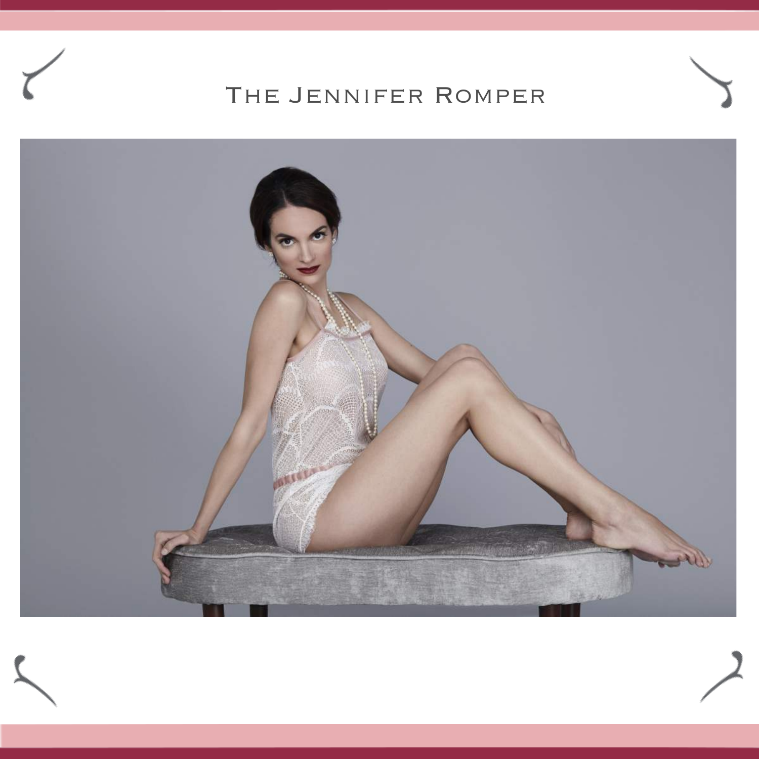# The Jennifer Romper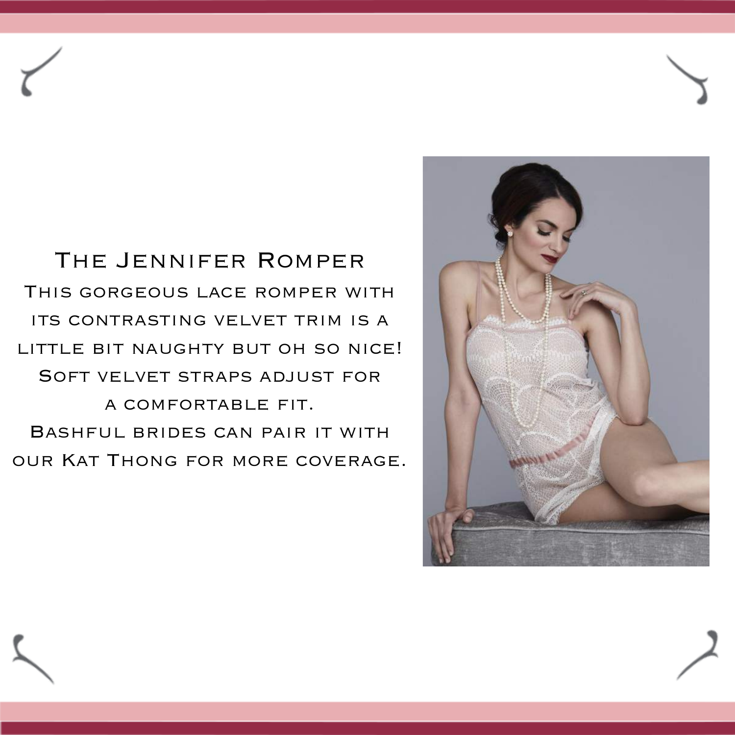## The Jennifer Romper

This gorgeous lace romper with its contrasting velvet trim is a little bit naughty but oh so nice! Soft velvet straps adjust for a comfortable fit.

Bashful brides can pair it with our Kat Thong for more coverage.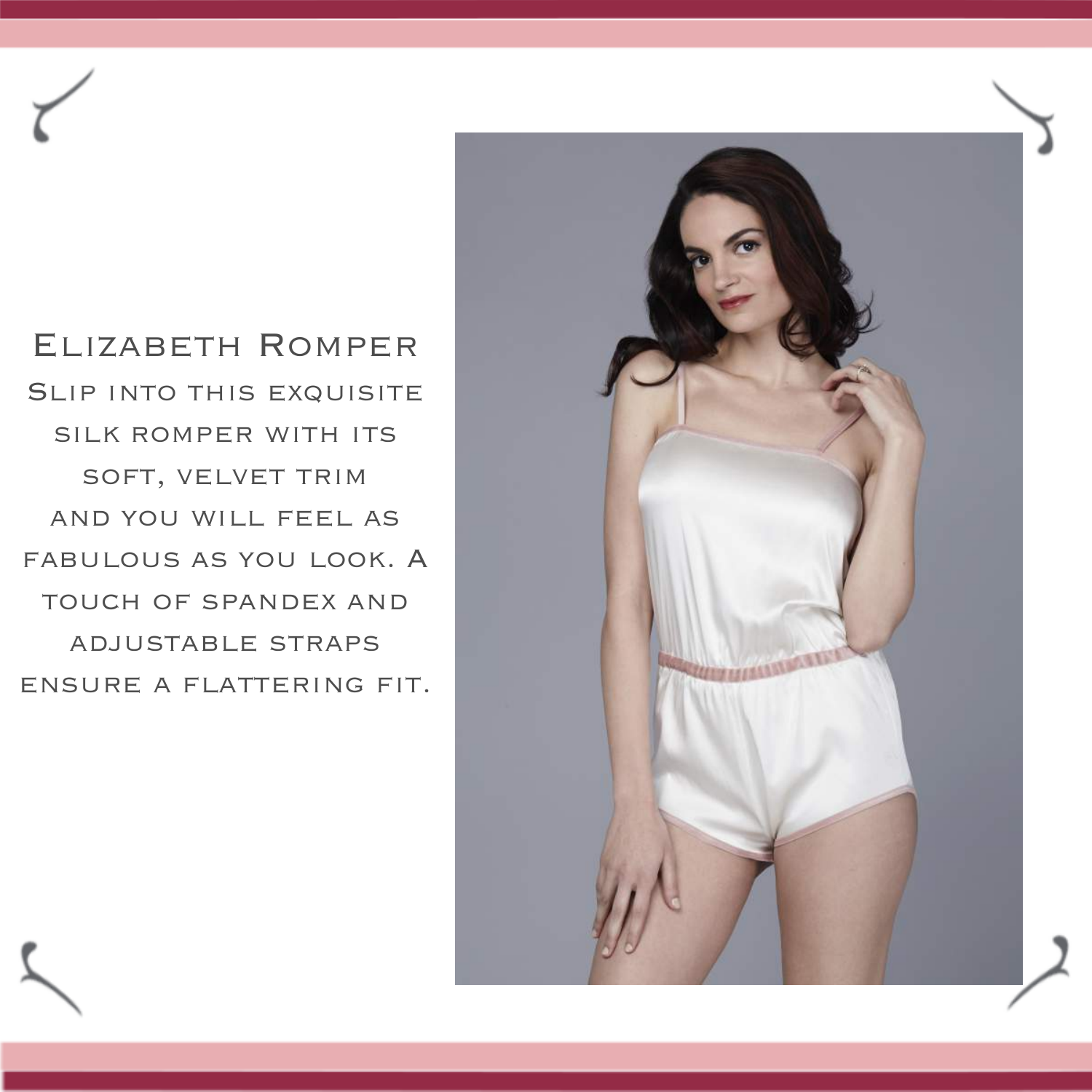## Elizabeth Romper

Slip into this exquisite silk romper with its soft, velvet trim and you will feel as fabulous as you look. A touch of spandex and adjustable straps ensure a flattering fit.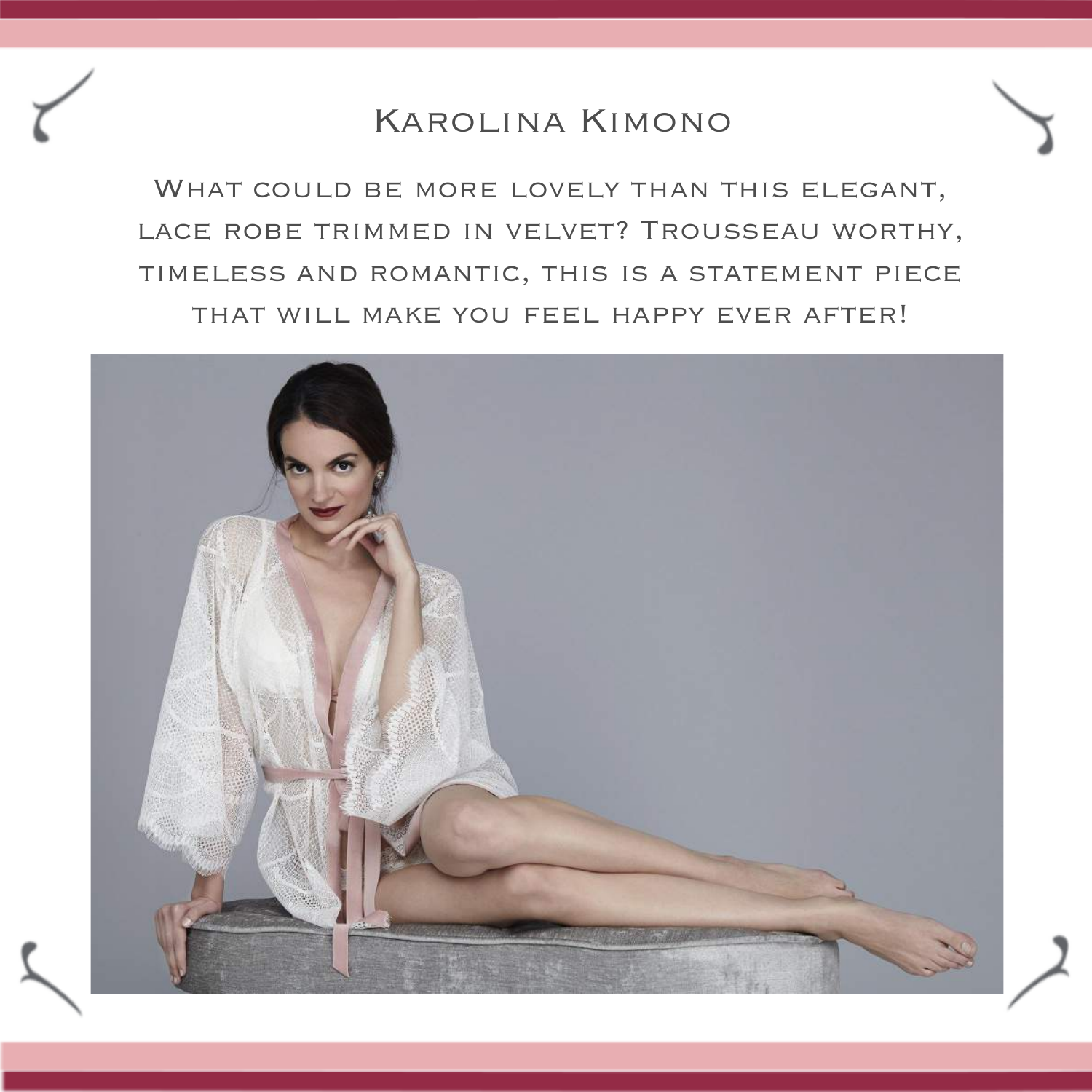# Karolina Kimono

What could be more lovely than this elegant, lace robe trimmed in velvet? Trousseau worthy, timeless and romantic, this is a statement piece that will make you feel happy ever after!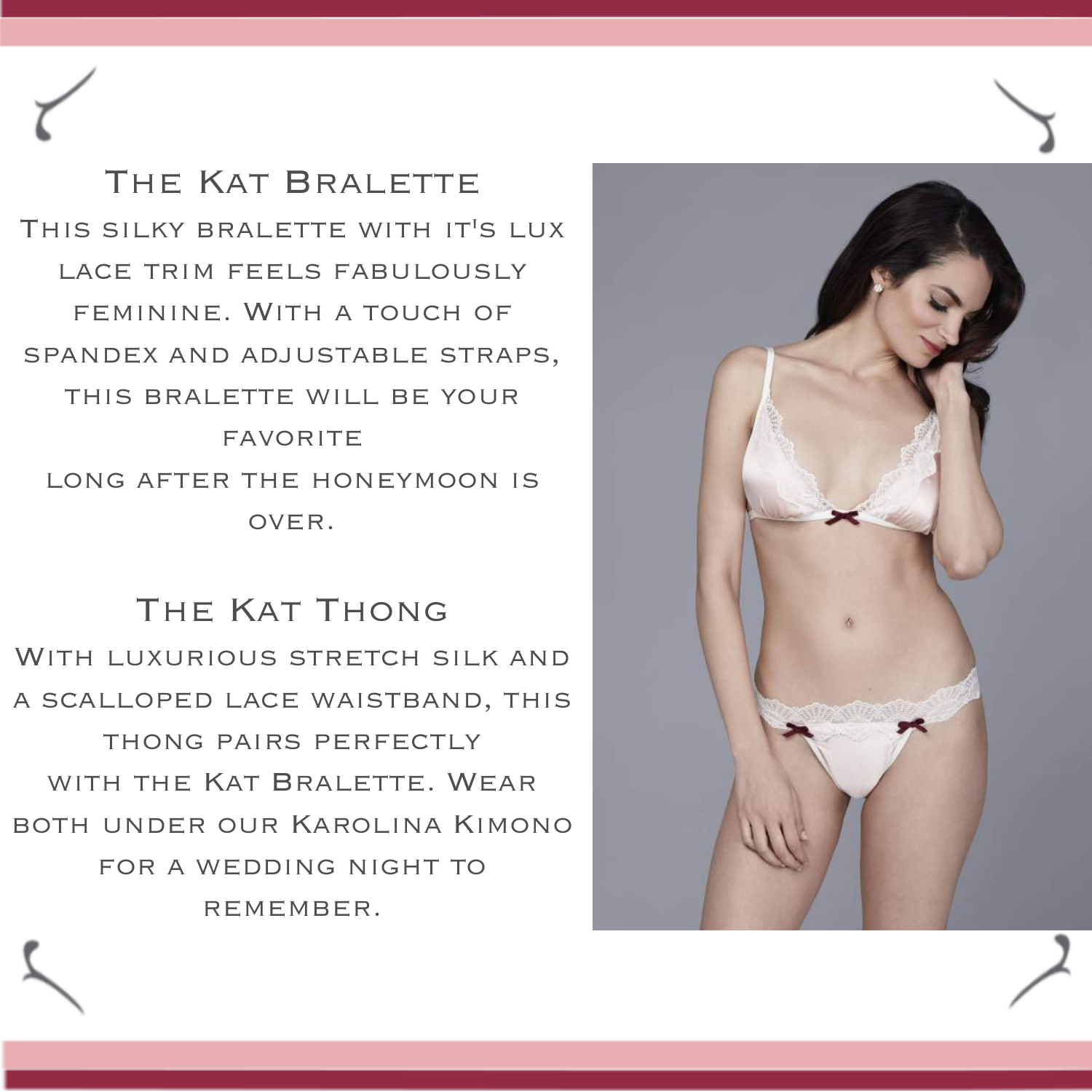## The Kat Bralette

This silky bralette with it's lux lace trim feels fabulously feminine. With a touch of spandex and adjustable straps, this bralette will be your favorite
long after the honeymoon is over.

## The Kat Thong

With luxurious stretch silk and a scalloped lace waistband, this thong pairs perfectly
with the Kat Bralette. Wear both under our Karolina Kimono for a wedding night to remember.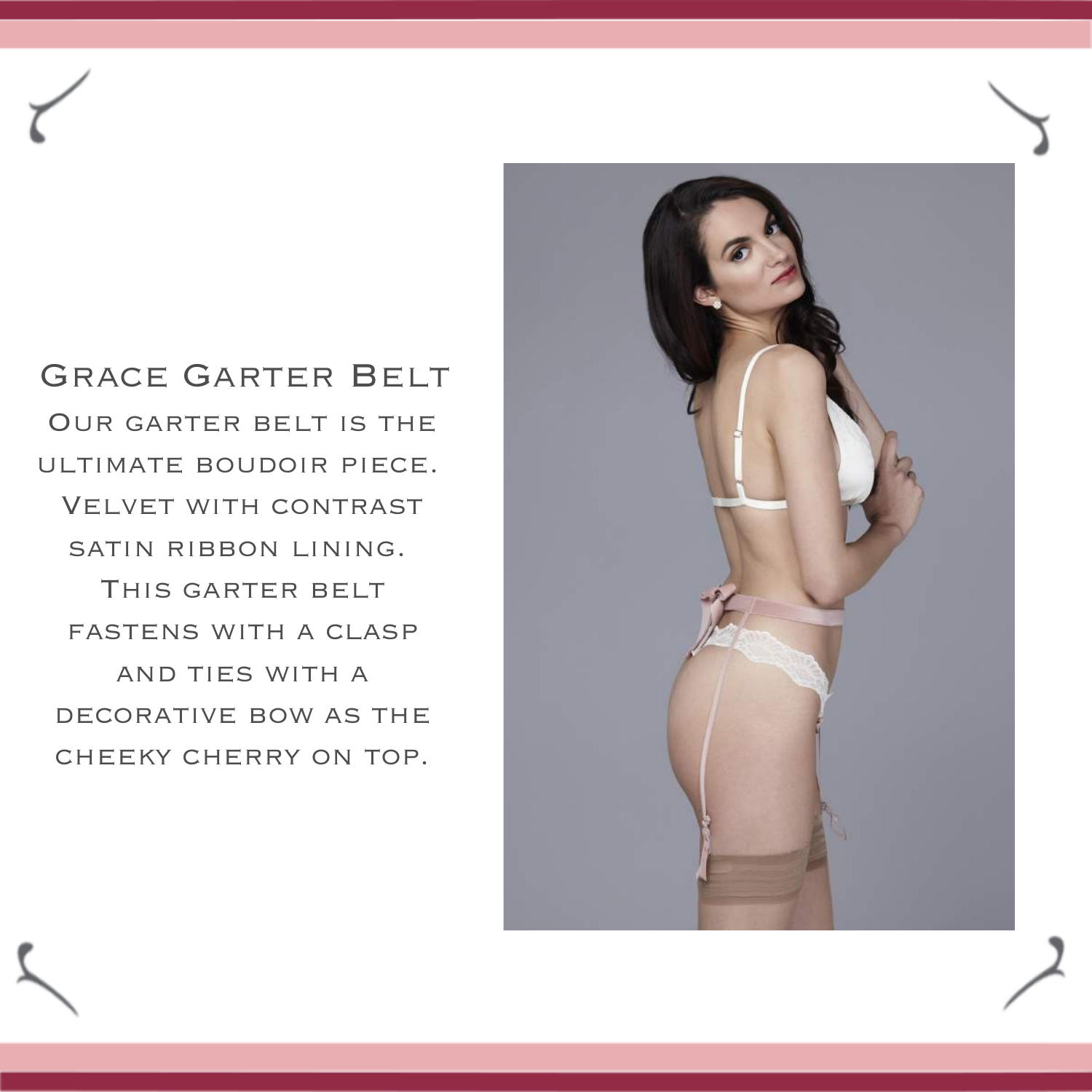## Grace Garter Belt

Our garter belt is the ultimate boudoir piece. Velvet with contrast satin ribbon lining. This garter belt fastens with a clasp and ties with a decorative bow as the cheeky cherry on top.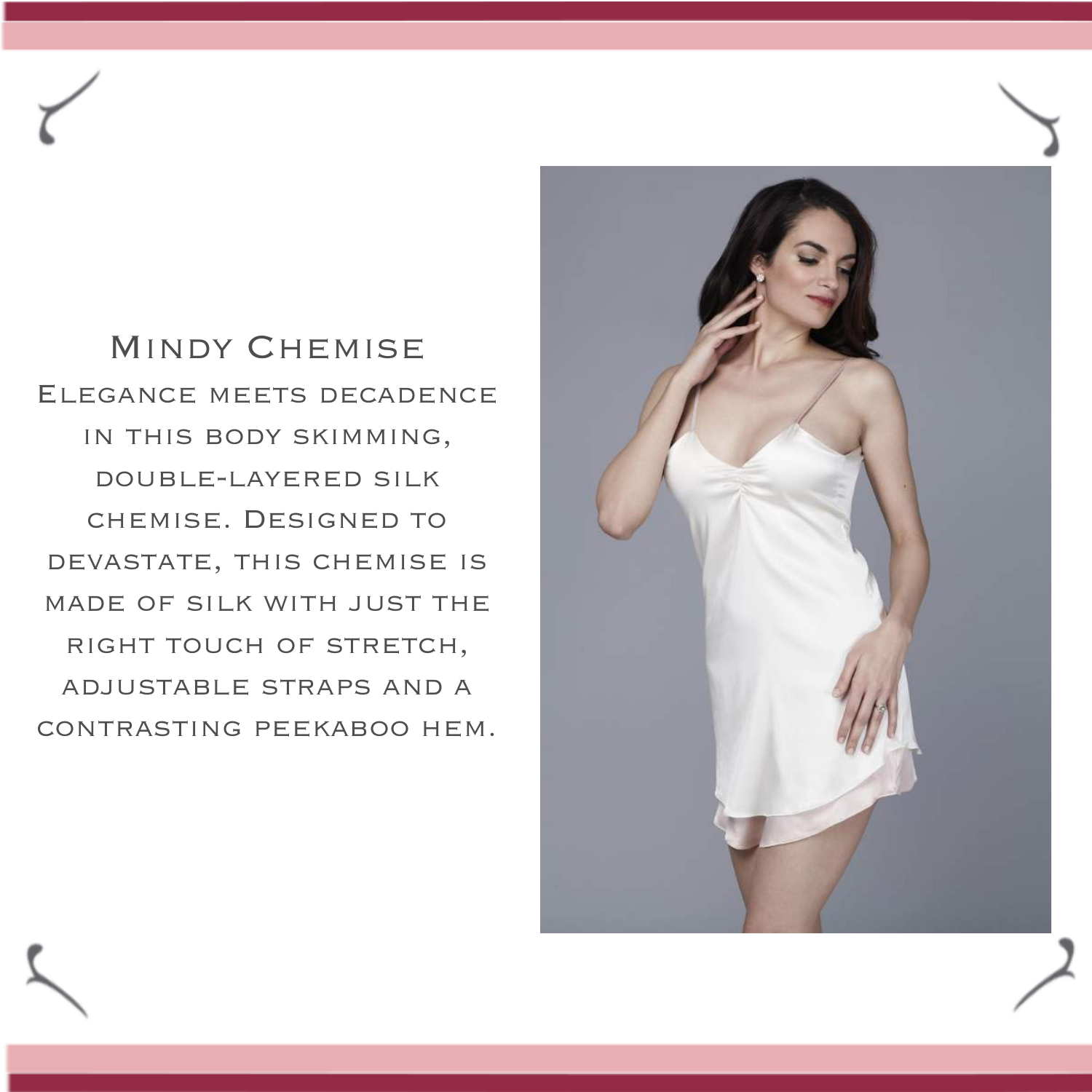## Mindy Chemise

Elegance meets decadence in this body skimming, double-layered silk chemise. Designed to devastate, this chemise is made of silk with just the right touch of stretch, adjustable straps and a contrasting peekaboo hem.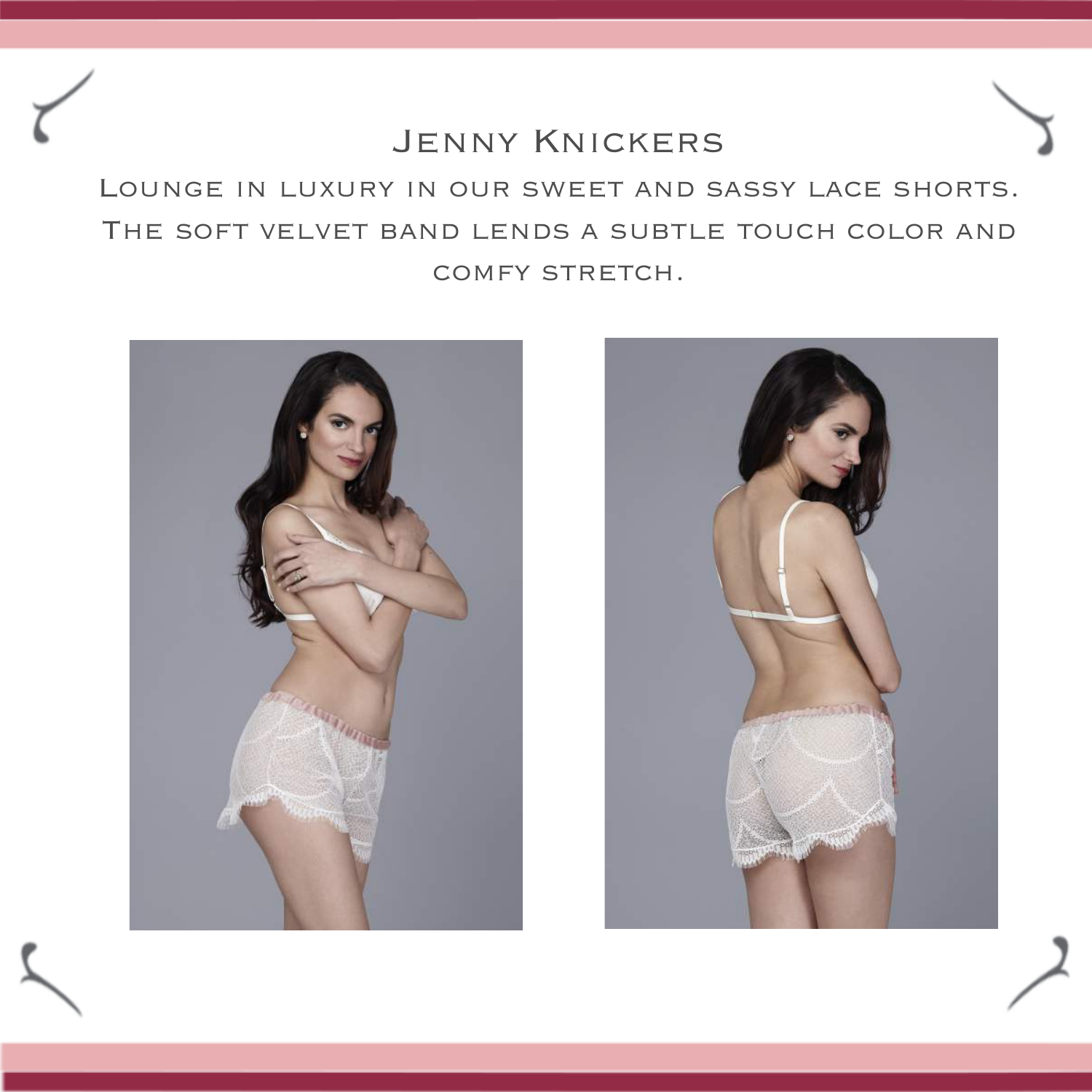# Jenny Knickers

Lounge in luxury in our sweet and sassy lace shorts. The soft velvet band lends a subtle touch color and comfy stretch.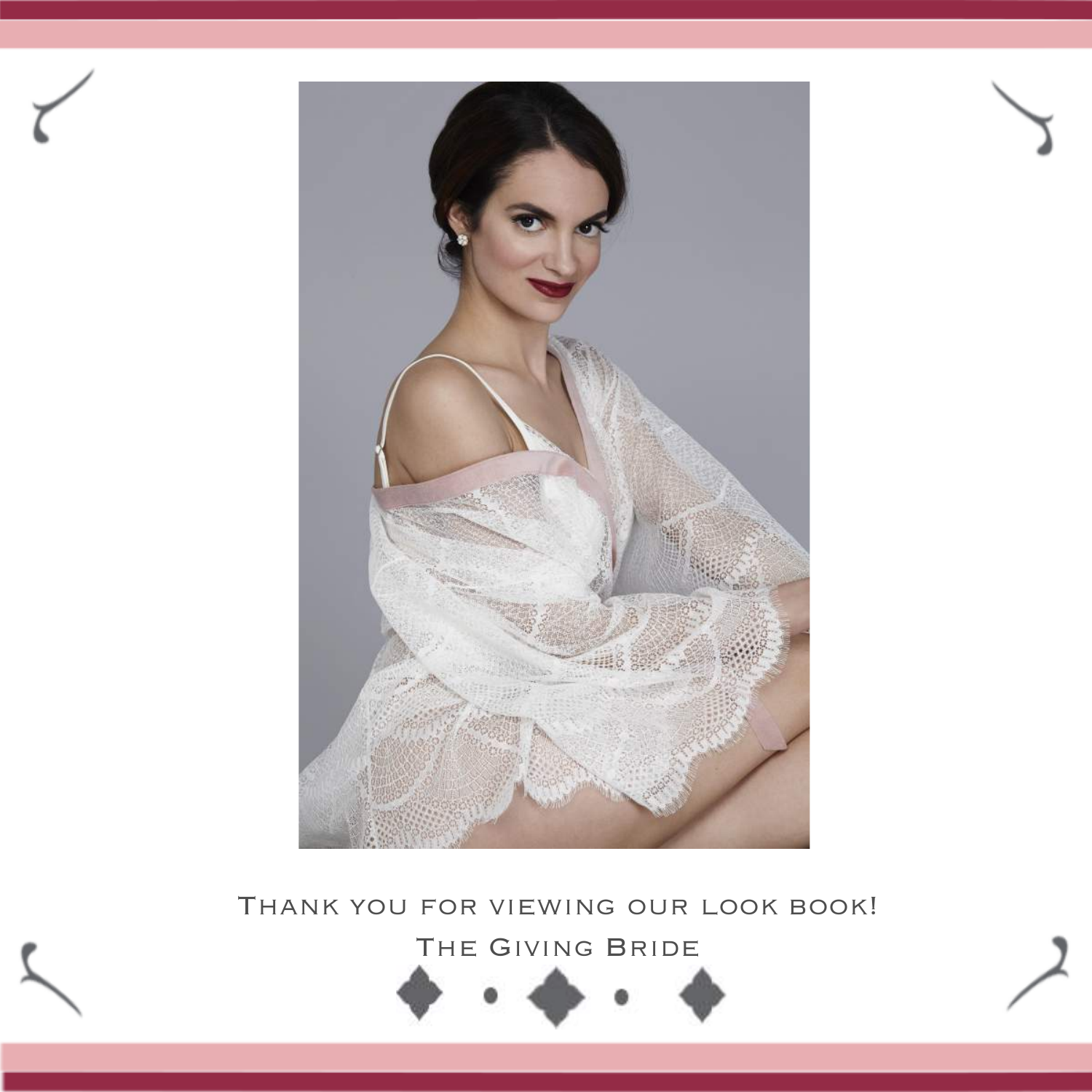Thank you for viewing our look book!

The Giving Bride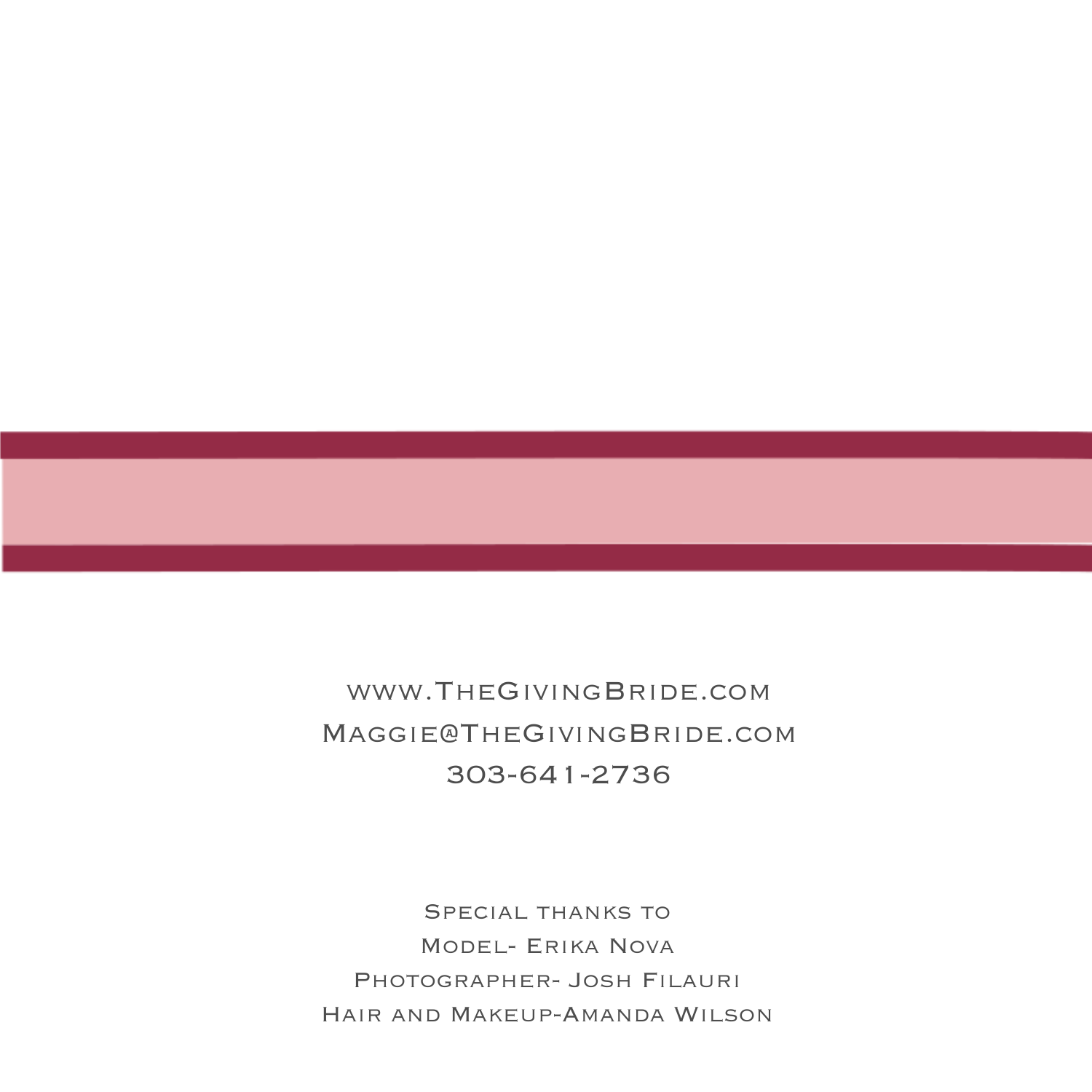www.TheGivingBride.com

Maggie@TheGivingBride.com

303-641-2736

Special thanks to

Model- Erika Nova

Photographer- Josh Filauri

Hair and Makeup-Amanda Wilson